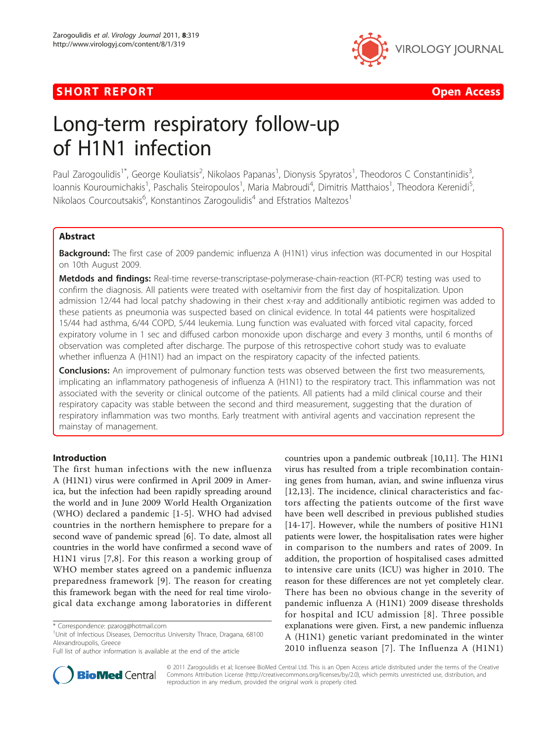SHORT REPORT Open Access

# Long-term respiratory follow-up of H1N1 infection

Paul Zarogoulidis[1*], George Kouliatsis[2], Nikolaos Papanas[1], Dionysis Spyratos[1], Theodoros C Constantinidis[3], Ioannis Kouroumichakis[1], Paschalis Steiropoulos[1], Maria Mabroudi[4], Dimitris Matthaios[1], Theodora Kerenidi[5], Nikolaos Courcoutsakis[6], Konstantinos Zarogoulidis[4] and Efstratios Maltezos[1]

## Abstract

**Background:** The first case of 2009 pandemic influenza A (H1N1) virus infection was documented in our Hospital on 10th August 2009.

**Metdods and findings:** Real-time reverse-transcriptase-polymerase-chain-reaction (RT-PCR) testing was used to confirm the diagnosis. All patients were treated with oseltamivir from the first day of hospitalization. Upon admission 12/44 had local patchy shadowing in their chest x-ray and additionally antibiotic regimen was added to these patients as pneumonia was suspected based on clinical evidence. In total 44 patients were hospitalized 15/44 had asthma, 6/44 COPD, 5/44 leukemia. Lung function was evaluated with forced vital capacity, forced expiratory volume in 1 sec and diffused carbon monoxide upon discharge and every 3 months, until 6 months of observation was completed after discharge. The purpose of this retrospective cohort study was to evaluate whether influenza A (H1N1) had an impact on the respiratory capacity of the infected patients.

**Conclusions:** An improvement of pulmonary function tests was observed between the first two measurements, implicating an inflammatory pathogenesis of influenza A (H1N1) to the respiratory tract. This inflammation was not associated with the severity or clinical outcome of the patients. All patients had a mild clinical course and their respiratory capacity was stable between the second and third measurement, suggesting that the duration of respiratory inflammation was two months. Early treatment with antiviral agents and vaccination represent the mainstay of management.

## Introduction

The first human infections with the new influenza A (H1N1) virus were confirmed in April 2009 in America, but the infection had been rapidly spreading around the world and in June 2009 World Health Organization (WHO) declared a pandemic [1-5]. WHO had advised countries in the northern hemisphere to prepare for a second wave of pandemic spread [6]. To date, almost all countries in the world have confirmed a second wave of H1N1 virus [7,8]. For this reason a working group of WHO member states agreed on a pandemic influenza preparedness framework [9]. The reason for creating this framework began with the need for real time virological data exchange among laboratories in different countries upon a pandemic outbreak [10,11]. The H1N1 virus has resulted from a triple recombination containing genes from human, avian, and swine influenza virus [12,13]. The incidence, clinical characteristics and factors affecting the patients outcome of the first wave have been well described in previous published studies [14-17]. However, while the numbers of positive H1N1 patients were lower, the hospitalisation rates were higher in comparison to the numbers and rates of 2009. In addition, the proportion of hospitalised cases admitted to intensive care units (ICU) was higher in 2010. The reason for these differences are not yet completely clear. There has been no obvious change in the severity of pandemic influenza A (H1N1) 2009 disease thresholds for hospital and ICU admission [8]. Three possible explanations were given. First, a new pandemic influenza A (H1N1) genetic variant predominated in the winter 2010 influenza season [7]. The Influenza A (H1N1)

* Correspondence: pzarog@hotmail.com
[1]Unit of Infectious Diseases, Democritus University Thrace, Dragana, 68100 Alexandroupolis, Greece
Full list of author information is available at the end of the article

© 2011 Zarogoulidis et al; licensee BioMed Central Ltd. This is an Open Access article distributed under the terms of the Creative Commons Attribution License (http://creativecommons.org/licenses/by/2.0), which permits unrestricted use, distribution, and reproduction in any medium, provided the original work is properly cited.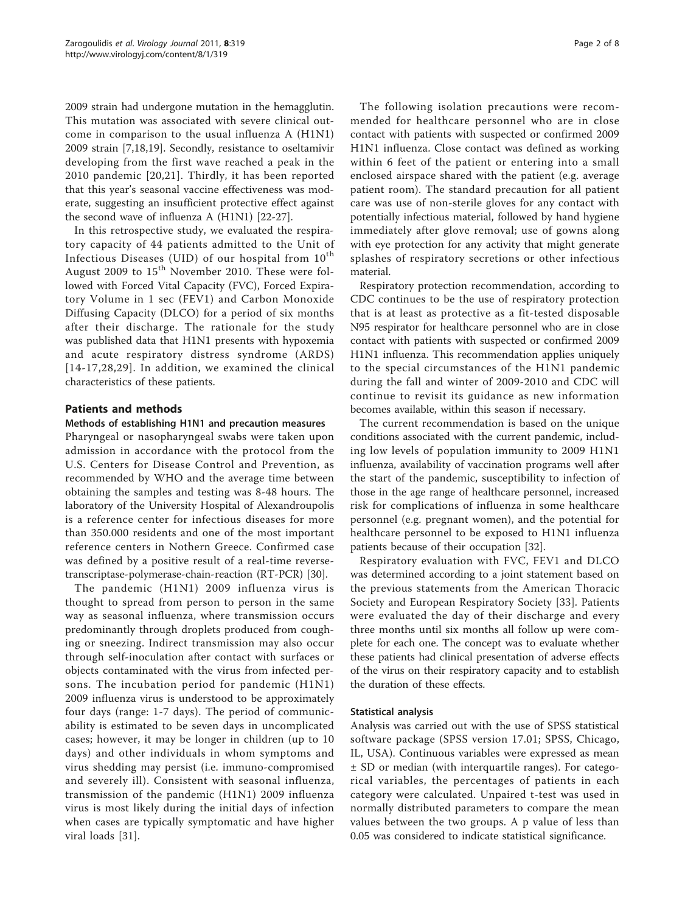2009 strain had undergone mutation in the hemagglutin. This mutation was associated with severe clinical outcome in comparison to the usual influenza A (H1N1) 2009 strain [7,18,19]. Secondly, resistance to oseltamivir developing from the first wave reached a peak in the 2010 pandemic [20,21]. Thirdly, it has been reported that this year's seasonal vaccine effectiveness was moderate, suggesting an insufficient protective effect against the second wave of influenza A (H1N1) [22-27].

In this retrospective study, we evaluated the respiratory capacity of 44 patients admitted to the Unit of Infectious Diseases (UID) of our hospital from 10th August 2009 to 15th November 2010. These were followed with Forced Vital Capacity (FVC), Forced Expiratory Volume in 1 sec (FEV1) and Carbon Monoxide Diffusing Capacity (DLCO) for a period of six months after their discharge. The rationale for the study was published data that H1N1 presents with hypoxemia and acute respiratory distress syndrome (ARDS) [14-17,28,29]. In addition, we examined the clinical characteristics of these patients.

## Patients and methods

### Methods of establishing H1N1 and precaution measures

Pharyngeal or nasopharyngeal swabs were taken upon admission in accordance with the protocol from the U.S. Centers for Disease Control and Prevention, as recommended by WHO and the average time between obtaining the samples and testing was 8-48 hours. The laboratory of the University Hospital of Alexandroupolis is a reference center for infectious diseases for more than 350.000 residents and one of the most important reference centers in Nothern Greece. Confirmed case was defined by a positive result of a real-time reverse-transcriptase-polymerase-chain-reaction (RT-PCR) [30].

The pandemic (H1N1) 2009 influenza virus is thought to spread from person to person in the same way as seasonal influenza, where transmission occurs predominantly through droplets produced from coughing or sneezing. Indirect transmission may also occur through self-inoculation after contact with surfaces or objects contaminated with the virus from infected persons. The incubation period for pandemic (H1N1) 2009 influenza virus is understood to be approximately four days (range: 1-7 days). The period of communicability is estimated to be seven days in uncomplicated cases; however, it may be longer in children (up to 10 days) and other individuals in whom symptoms and virus shedding may persist (i.e. immuno-compromised and severely ill). Consistent with seasonal influenza, transmission of the pandemic (H1N1) 2009 influenza virus is most likely during the initial days of infection when cases are typically symptomatic and have higher viral loads [31].

The following isolation precautions were recommended for healthcare personnel who are in close contact with patients with suspected or confirmed 2009 H1N1 influenza. Close contact was defined as working within 6 feet of the patient or entering into a small enclosed airspace shared with the patient (e.g. average patient room). The standard precaution for all patient care was use of non-sterile gloves for any contact with potentially infectious material, followed by hand hygiene immediately after glove removal; use of gowns along with eye protection for any activity that might generate splashes of respiratory secretions or other infectious material.

Respiratory protection recommendation, according to CDC continues to be the use of respiratory protection that is at least as protective as a fit-tested disposable N95 respirator for healthcare personnel who are in close contact with patients with suspected or confirmed 2009 H1N1 influenza. This recommendation applies uniquely to the special circumstances of the H1N1 pandemic during the fall and winter of 2009-2010 and CDC will continue to revisit its guidance as new information becomes available, within this season if necessary.

The current recommendation is based on the unique conditions associated with the current pandemic, including low levels of population immunity to 2009 H1N1 influenza, availability of vaccination programs well after the start of the pandemic, susceptibility to infection of those in the age range of healthcare personnel, increased risk for complications of influenza in some healthcare personnel (e.g. pregnant women), and the potential for healthcare personnel to be exposed to H1N1 influenza patients because of their occupation [32].

Respiratory evaluation with FVC, FEV1 and DLCO was determined according to a joint statement based on the previous statements from the American Thoracic Society and European Respiratory Society [33]. Patients were evaluated the day of their discharge and every three months until six months all follow up were complete for each one. The concept was to evaluate whether these patients had clinical presentation of adverse effects of the virus on their respiratory capacity and to establish the duration of these effects.

### Statistical analysis

Analysis was carried out with the use of SPSS statistical software package (SPSS version 17.01; SPSS, Chicago, IL, USA). Continuous variables were expressed as mean ± SD or median (with interquartile ranges). For categorical variables, the percentages of patients in each category were calculated. Unpaired t-test was used in normally distributed parameters to compare the mean values between the two groups. A p value of less than 0.05 was considered to indicate statistical significance.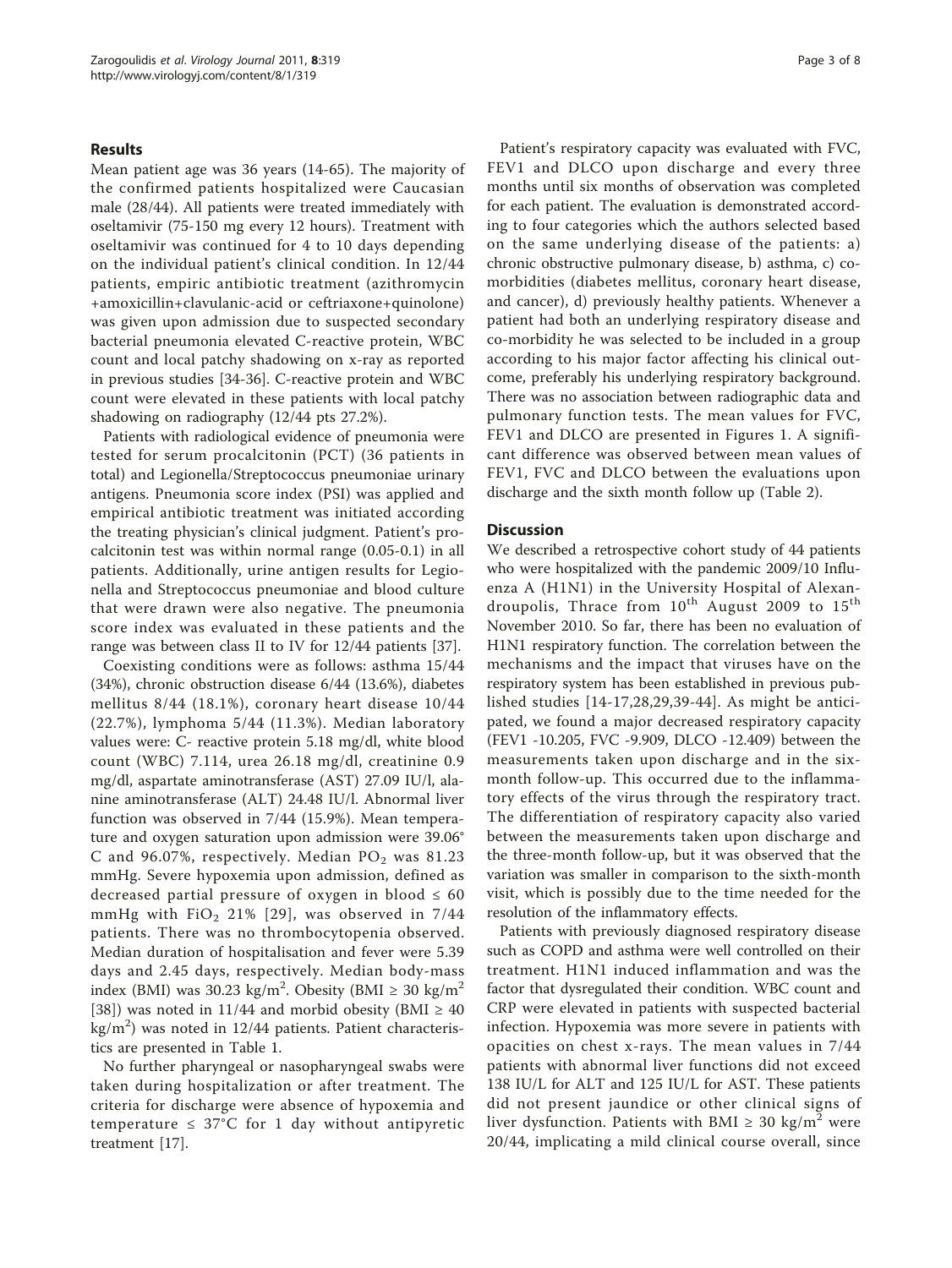## Results

Mean patient age was 36 years (14-65). The majority of the confirmed patients hospitalized were Caucasian male (28/44). All patients were treated immediately with oseltamivir (75-150 mg every 12 hours). Treatment with oseltamivir was continued for 4 to 10 days depending on the individual patient's clinical condition. In 12/44 patients, empiric antibiotic treatment (azithromycin +amoxicillin+clavulanic-acid or ceftriaxone+quinolone) was given upon admission due to suspected secondary bacterial pneumonia elevated C-reactive protein, WBC count and local patchy shadowing on x-ray as reported in previous studies [34-36]. C-reactive protein and WBC count were elevated in these patients with local patchy shadowing on radiography (12/44 pts 27.2%).

Patients with radiological evidence of pneumonia were tested for serum procalcitonin (PCT) (36 patients in total) and Legionella/Streptococcus pneumoniae urinary antigens. Pneumonia score index (PSI) was applied and empirical antibiotic treatment was initiated according the treating physician's clinical judgment. Patient's procalcitonin test was within normal range (0.05-0.1) in all patients. Additionally, urine antigen results for Legionella and Streptococcus pneumoniae and blood culture that were drawn were also negative. The pneumonia score index was evaluated in these patients and the range was between class II to IV for 12/44 patients [37].

Coexisting conditions were as follows: asthma 15/44 (34%), chronic obstruction disease 6/44 (13.6%), diabetes mellitus 8/44 (18.1%), coronary heart disease 10/44 (22.7%), lymphoma 5/44 (11.3%). Median laboratory values were: C- reactive protein 5.18 mg/dl, white blood count (WBC) 7.114, urea 26.18 mg/dl, creatinine 0.9 mg/dl, aspartate aminotransferase (AST) 27.09 IU/l, alanine aminotransferase (ALT) 24.48 IU/l. Abnormal liver function was observed in 7/44 (15.9%). Mean temperature and oxygen saturation upon admission were 39.06° C and 96.07%, respectively. Median $PO_2$ was 81.23 mmHg. Severe hypoxemia upon admission, defined as decreased partial pressure of oxygen in blood ≤ 60 mmHg with $FiO_2$ 21% [29], was observed in 7/44 patients. There was no thrombocytopenia observed. Median duration of hospitalisation and fever were 5.39 days and 2.45 days, respectively. Median body-mass index (BMI) was 30.23 $kg/m^2$. Obesity (BMI ≥ 30 $kg/m^2$ [38]) was noted in 11/44 and morbid obesity (BMI ≥ 40 $kg/m^2$) was noted in 12/44 patients. Patient characteristics are presented in Table 1.

No further pharyngeal or nasopharyngeal swabs were taken during hospitalization or after treatment. The criteria for discharge were absence of hypoxemia and temperature ≤ 37°C for 1 day without antipyretic treatment [17].

Patient's respiratory capacity was evaluated with FVC, FEV1 and DLCO upon discharge and every three months until six months of observation was completed for each patient. The evaluation is demonstrated according to four categories which the authors selected based on the same underlying disease of the patients: a) chronic obstructive pulmonary disease, b) asthma, c) comorbidities (diabetes mellitus, coronary heart disease, and cancer), d) previously healthy patients. Whenever a patient had both an underlying respiratory disease and co-morbidity he was selected to be included in a group according to his major factor affecting his clinical outcome, preferably his underlying respiratory background. There was no association between radiographic data and pulmonary function tests. The mean values for FVC, FEV1 and DLCO are presented in Figures 1. A significant difference was observed between mean values of FEV1, FVC and DLCO between the evaluations upon discharge and the sixth month follow up (Table 2).

## Discussion

We described a retrospective cohort study of 44 patients who were hospitalized with the pandemic 2009/10 Influenza A (H1N1) in the University Hospital of Alexandroupolis, Thrace from 10th August 2009 to 15th November 2010. So far, there has been no evaluation of H1N1 respiratory function. The correlation between the mechanisms and the impact that viruses have on the respiratory system has been established in previous published studies [14-17,28,29,39-44]. As might be anticipated, we found a major decreased respiratory capacity (FEV1 -10.205, FVC -9.909, DLCO -12.409) between the measurements taken upon discharge and in the six-month follow-up. This occurred due to the inflammatory effects of the virus through the respiratory tract. The differentiation of respiratory capacity also varied between the measurements taken upon discharge and the three-month follow-up, but it was observed that the variation was smaller in comparison to the sixth-month visit, which is possibly due to the time needed for the resolution of the inflammatory effects.

Patients with previously diagnosed respiratory disease such as COPD and asthma were well controlled on their treatment. H1N1 induced inflammation and was the factor that dysregulated their condition. WBC count and CRP were elevated in patients with suspected bacterial infection. Hypoxemia was more severe in patients with opacities on chest x-rays. The mean values in 7/44 patients with abnormal liver functions did not exceed 138 IU/L for ALT and 125 IU/L for AST. These patients did not present jaundice or other clinical signs of liver dysfunction. Patients with BMI ≥ 30 $kg/m^2$ were 20/44, implicating a mild clinical course overall, since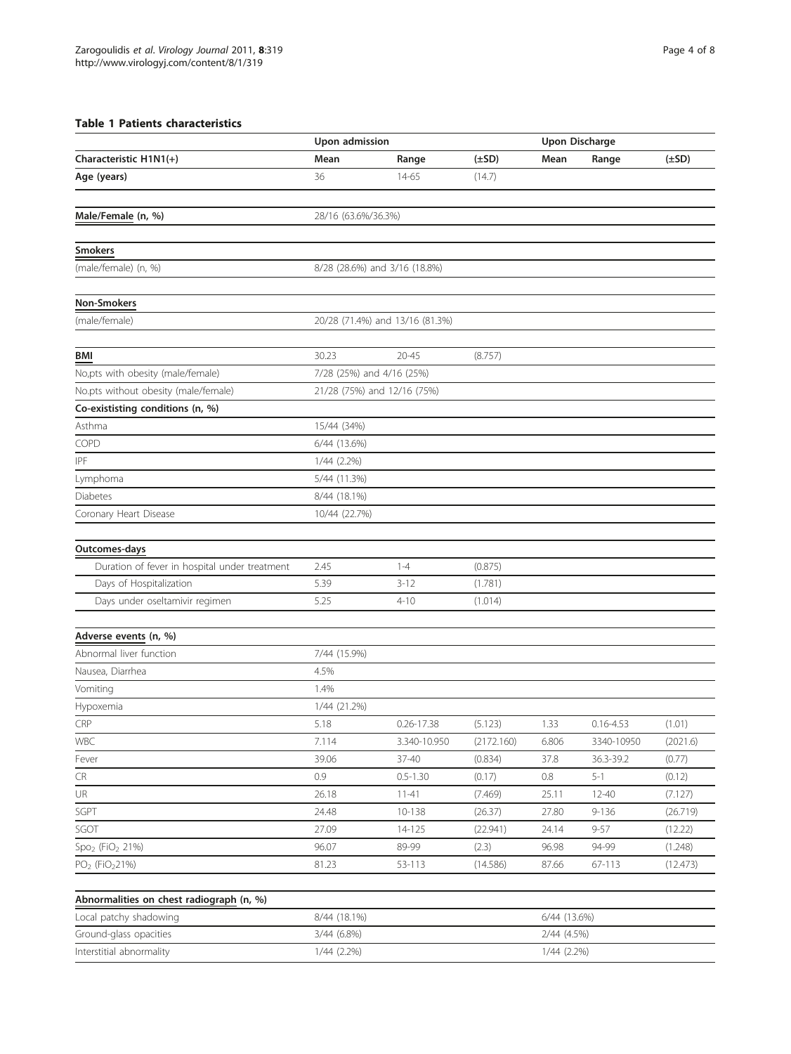**Table 1 Patients characteristics**

| Characteristic H1N1(+) | Upon admission | | | Upon Discharge | | |
|---|---|---|---|---|---|---|
| | Mean | Range | (±SD) | Mean | Range | (±SD) |
| **Age (years)** | 36 | 14-65 | (14.7) | | | |
| **Male/Female (n, %)** | 28/16 (63.6%/36.3%) | | | | | |
| **Smokers** | | | | | | |
| (male/female) (n, %) | 8/28 (28.6%) and 3/16 (18.8%) | | | | | |
| **Non-Smokers** | | | | | | |
| (male/female) | 20/28 (71.4%) and 13/16 (81.3%) | | | | | |
| **BMI** | 30.23 | 20-45 | (8.757) | | | |
| No,pts with obesity (male/female) | 7/28 (25%) and 4/16 (25%) | | | | | |
| No.pts without obesity (male/female) | 21/28 (75%) and 12/16 (75%) | | | | | |
| **Co-exististing conditions (n, %)** | | | | | | |
| Asthma | 15/44 (34%) | | | | | |
| COPD | 6/44 (13.6%) | | | | | |
| IPF | 1/44 (2.2%) | | | | | |
| Lymphoma | 5/44 (11.3%) | | | | | |
| Diabetes | 8/44 (18.1%) | | | | | |
| Coronary Heart Disease | 10/44 (22.7%) | | | | | |
| **Outcomes-days** | | | | | | |
| Duration of fever in hospital under treatment | 2.45 | 1-4 | (0.875) | | | |
| Days of Hospitalization | 5.39 | 3-12 | (1.781) | | | |
| Days under oseltamivir regimen | 5.25 | 4-10 | (1.014) | | | |
| **Adverse events (n, %)** | | | | | | |
| Abnormal liver function | 7/44 (15.9%) | | | | | |
| Nausea, Diarrhea | 4.5% | | | | | |
| Vomiting | 1.4% | | | | | |
| Hypoxemia | 1/44 (21.2%) | | | | | |
| CRP | 5.18 | 0.26-17.38 | (5.123) | 1.33 | 0.16-4.53 | (1.01) |
| WBC | 7.114 | 3.340-10.950 | (2172.160) | 6.806 | 3340-10950 | (2021.6) |
| Fever | 39.06 | 37-40 | (0.834) | 37.8 | 36.3-39.2 | (0.77) |
| CR | 0.9 | 0.5-1.30 | (0.17) | 0.8 | 5-1 | (0.12) |
| UR | 26.18 | 11-41 | (7.469) | 25.11 | 12-40 | (7.127) |
| SGPT | 24.48 | 10-138 | (26.37) | 27.80 | 9-136 | (26.719) |
| SGOT | 27.09 | 14-125 | (22.941) | 24.14 | 9-57 | (12.22) |
| $Spo_2$ ($FiO_2$ 21%) | 96.07 | 89-99 | (2.3) | 96.98 | 94-99 | (1.248) |
| $PO_2$ ($FiO_2$21%) | 81.23 | 53-113 | (14.586) | 87.66 | 67-113 | (12.473) |
| **Abnormalities on chest radiograph (n, %)** | | | | | | |
| Local patchy shadowing | 8/44 (18.1%) | | | 6/44 (13.6%) | | |
| Ground-glass opacities | 3/44 (6.8%) | | | 2/44 (4.5%) | | |
| Interstitial abnormality | 1/44 (2.2%) | | | 1/44 (2.2%) | | |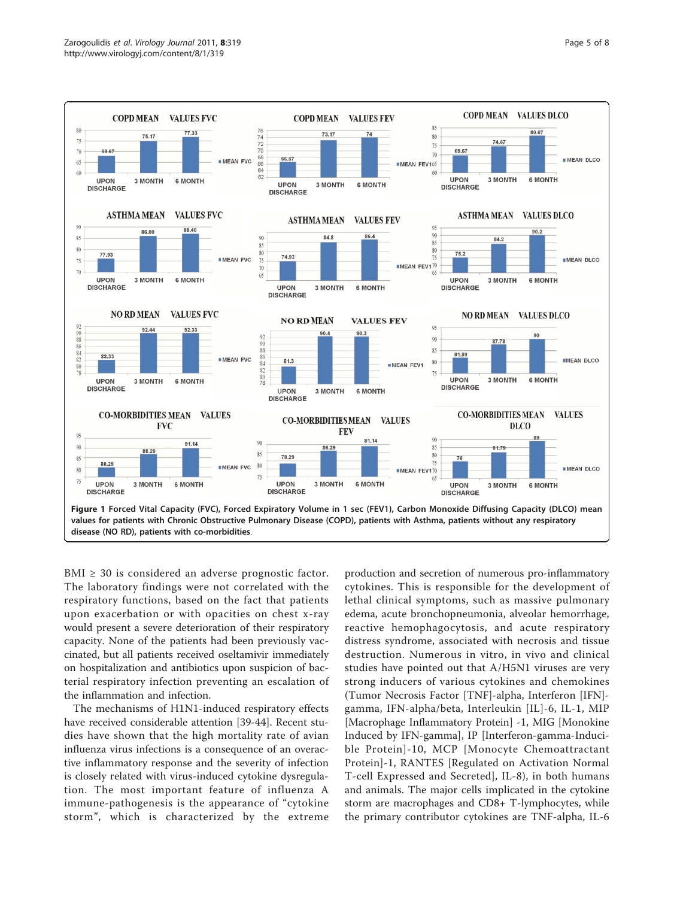**Figure 1 Forced Vital Capacity (FVC), Forced Expiratory Volume in 1 sec (FEV1), Carbon Monoxide Diffusing Capacity (DLCO) mean values for patients with Chronic Obstructive Pulmonary Disease (COPD), patients with Asthma, patients without any respiratory disease (NO RD), patients with co-morbidities**.

BMI ≥ 30 is considered an adverse prognostic factor. The laboratory findings were not correlated with the respiratory functions, based on the fact that patients upon exacerbation or with opacities on chest x-ray would present a severe deterioration of their respiratory capacity. None of the patients had been previously vaccinated, but all patients received oseltamivir immediately on hospitalization and antibiotics upon suspicion of bacterial respiratory infection preventing an escalation of the inflammation and infection.

The mechanisms of H1N1-induced respiratory effects have received considerable attention [39-44]. Recent studies have shown that the high mortality rate of avian influenza virus infections is a consequence of an overactive inflammatory response and the severity of infection is closely related with virus-induced cytokine dysregulation. The most important feature of influenza A immune-pathogenesis is the appearance of "cytokine storm", which is characterized by the extreme production and secretion of numerous pro-inflammatory cytokines. This is responsible for the development of lethal clinical symptoms, such as massive pulmonary edema, acute bronchopneumonia, alveolar hemorrhage, reactive hemophagocytosis, and acute respiratory distress syndrome, associated with necrosis and tissue destruction. Numerous in vitro, in vivo and clinical studies have pointed out that A/H5N1 viruses are very strong inducers of various cytokines and chemokines (Tumor Necrosis Factor [TNF]-alpha, Interferon [IFN]-gamma, IFN-alpha/beta, Interleukin [IL]-6, IL-1, MIP [Macrophage Inflammatory Protein] -1, MIG [Monokine Induced by IFN-gamma], IP [Interferon-gamma-Inducible Protein]-10, MCP [Monocyte Chemoattractant Protein]-1, RANTES [Regulated on Activation Normal T-cell Expressed and Secreted], IL-8), in both humans and animals. The major cells implicated in the cytokine storm are macrophages and CD8+ T-lymphocytes, while the primary contributor cytokines are TNF-alpha, IL-6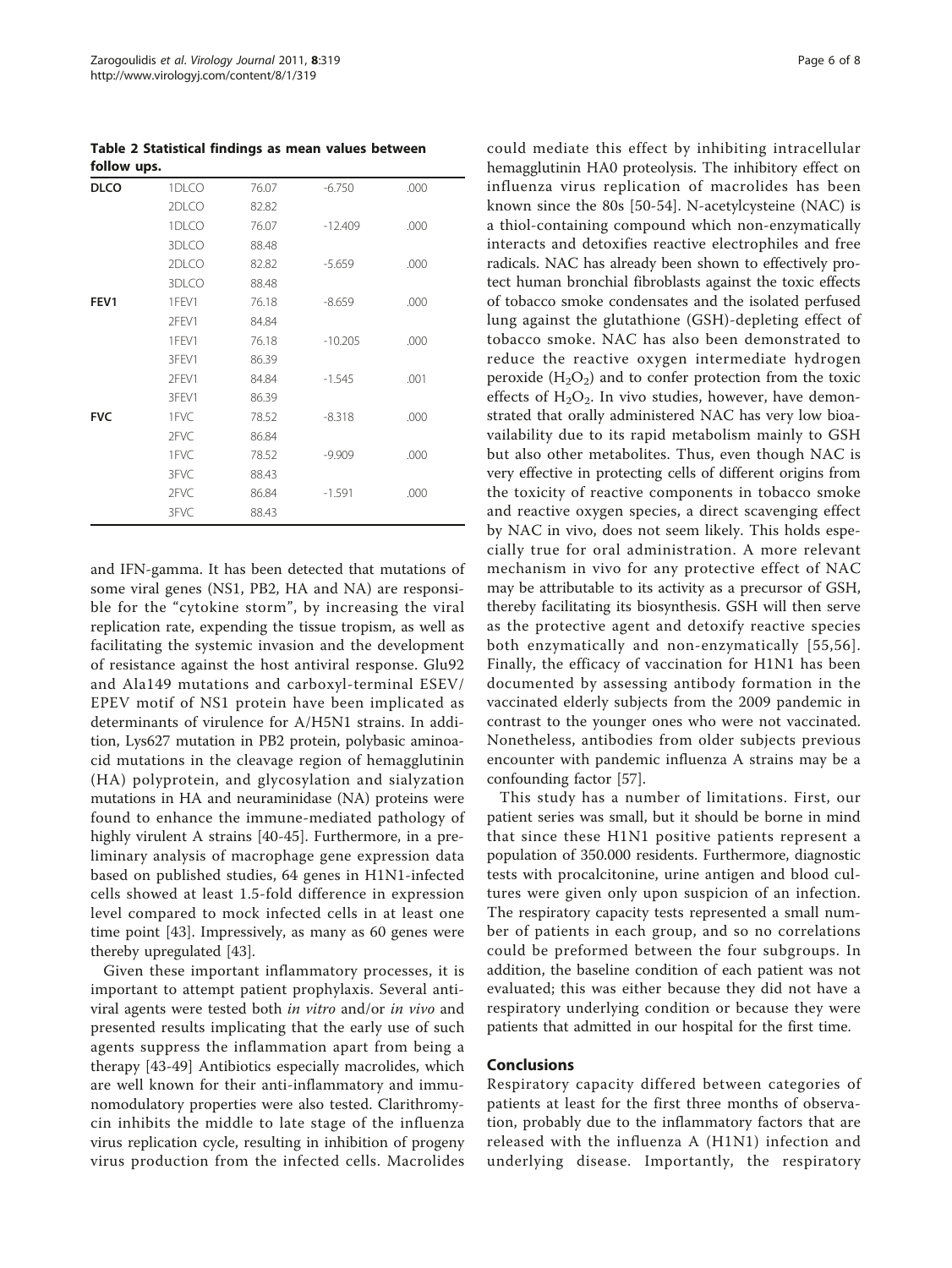**Table 2 Statistical findings as mean values between follow ups.**

| | | | | |
|---|---|---|---|---|
| **DLCO** | 1DLCO | 76.07 | -6.750 | .000 |
| | 2DLCO | 82.82 | | |
| | 1DLCO | 76.07 | -12.409 | .000 |
| | 3DLCO | 88.48 | | |
| | 2DLCO | 82.82 | -5.659 | .000 |
| | 3DLCO | 88.48 | | |
| **FEV1** | 1FEV1 | 76.18 | -8.659 | .000 |
| | 2FEV1 | 84.84 | | |
| | 1FEV1 | 76.18 | -10.205 | .000 |
| | 3FEV1 | 86.39 | | |
| | 2FEV1 | 84.84 | -1.545 | .001 |
| | 3FEV1 | 86.39 | | |
| **FVC** | 1FVC | 78.52 | -8.318 | .000 |
| | 2FVC | 86.84 | | |
| | 1FVC | 78.52 | -9.909 | .000 |
| | 3FVC | 88.43 | | |
| | 2FVC | 86.84 | -1.591 | .000 |
| | 3FVC | 88.43 | | |

and IFN-gamma. It has been detected that mutations of some viral genes (NS1, PB2, HA and NA) are responsible for the "cytokine storm", by increasing the viral replication rate, expending the tissue tropism, as well as facilitating the systemic invasion and the development of resistance against the host antiviral response. Glu92 and Ala149 mutations and carboxyl-terminal ESEV/EPEV motif of NS1 protein have been implicated as determinants of virulence for A/H5N1 strains. In addition, Lys627 mutation in PB2 protein, polybasic aminoacid mutations in the cleavage region of hemagglutinin (HA) polyprotein, and glycosylation and sialyzation mutations in HA and neuraminidase (NA) proteins were found to enhance the immune-mediated pathology of highly virulent A strains [40-45]. Furthermore, in a preliminary analysis of macrophage gene expression data based on published studies, 64 genes in H1N1-infected cells showed at least 1.5-fold difference in expression level compared to mock infected cells in at least one time point [43]. Impressively, as many as 60 genes were thereby upregulated [43].

Given these important inflammatory processes, it is important to attempt patient prophylaxis. Several antiviral agents were tested both *in vitro* and/or *in vivo* and presented results implicating that the early use of such agents suppress the inflammation apart from being a therapy [43-49] Antibiotics especially macrolides, which are well known for their anti-inflammatory and immunomodulatory properties were also tested. Clarithromycin inhibits the middle to late stage of the influenza virus replication cycle, resulting in inhibition of progeny virus production from the infected cells. Macrolides could mediate this effect by inhibiting intracellular hemagglutinin HA0 proteolysis. The inhibitory effect on influenza virus replication of macrolides has been known since the 80s [50-54]. N-acetylcysteine (NAC) is a thiol-containing compound which non-enzymatically interacts and detoxifies reactive electrophiles and free radicals. NAC has already been shown to effectively protect human bronchial fibroblasts against the toxic effects of tobacco smoke condensates and the isolated perfused lung against the glutathione (GSH)-depleting effect of tobacco smoke. NAC has also been demonstrated to reduce the reactive oxygen intermediate hydrogen peroxide ($H_2O_2$) and to confer protection from the toxic effects of $H_2O_2$. In vivo studies, however, have demonstrated that orally administered NAC has very low bioavailability due to its rapid metabolism mainly to GSH but also other metabolites. Thus, even though NAC is very effective in protecting cells of different origins from the toxicity of reactive components in tobacco smoke and reactive oxygen species, a direct scavenging effect by NAC in vivo, does not seem likely. This holds especially true for oral administration. A more relevant mechanism in vivo for any protective effect of NAC may be attributable to its activity as a precursor of GSH, thereby facilitating its biosynthesis. GSH will then serve as the protective agent and detoxify reactive species both enzymatically and non-enzymatically [55,56]. Finally, the efficacy of vaccination for H1N1 has been documented by assessing antibody formation in the vaccinated elderly subjects from the 2009 pandemic in contrast to the younger ones who were not vaccinated. Nonetheless, antibodies from older subjects previous encounter with pandemic influenza A strains may be a confounding factor [57].

This study has a number of limitations. First, our patient series was small, but it should be borne in mind that since these H1N1 positive patients represent a population of 350.000 residents. Furthermore, diagnostic tests with procalcitonine, urine antigen and blood cultures were given only upon suspicion of an infection. The respiratory capacity tests represented a small number of patients in each group, and so no correlations could be preformed between the four subgroups. In addition, the baseline condition of each patient was not evaluated; this was either because they did not have a respiratory underlying condition or because they were patients that admitted in our hospital for the first time.

## Conclusions

Respiratory capacity differed between categories of patients at least for the first three months of observation, probably due to the inflammatory factors that are released with the influenza A (H1N1) infection and underlying disease. Importantly, the respiratory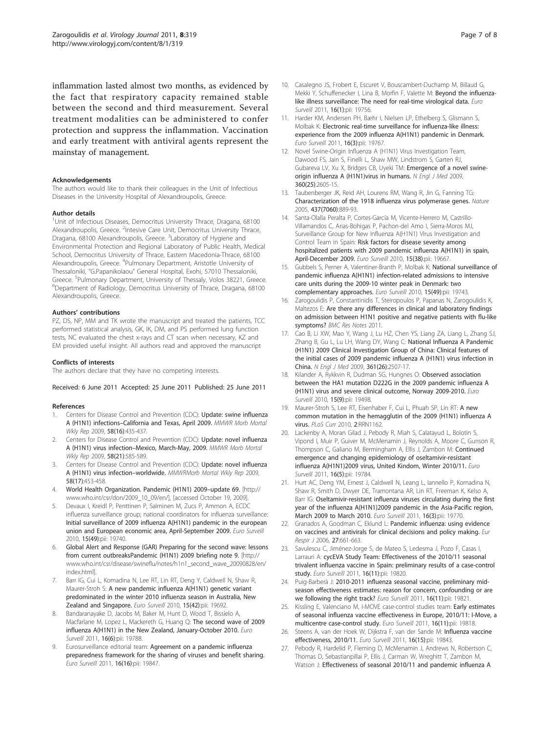inflammation lasted almost two months, as evidenced by the fact that respiratory capacity remained stable between the second and third measurement. Several treatment modalities can be administered to confer protection and suppress the inflammation. Vaccination and early treatment with antiviral agents represent the mainstay of management.

#### Acknowledgements

The authors would like to thank their colleagues in the Unit of Infectious Diseases in the University Hospital of Alexandroupolis, Greece.

#### Author details

[1]Unit of Infectious Diseases, Democritus University Thrace, Dragana, 68100 Alexandroupolis, Greece. [2]Intesive Care Unit, Democritus University Thrace, Dragana, 68100 Alexandroupolis, Greece. [3]Laboratory of Hygiene and Environmental Protection and Regional Laboratory of Public Health, Medical School, Democritus University of Thrace, Eastern Macedonia-Thrace, 68100 Alexandroupolis, Greece. [4]Pulmonary Department, Aristotle University of Thessaloniki, "G.Papanikolaou" General Hospital, Exohi, 57010 Thessaloniki, Greece. [5]Pulmonary Department, University of Thessaly, Volos 38221, Greece. [6]Department of Radiology, Democritus University of Thrace, Dragana, 68100 Alexandroupolis, Greece.

#### Authors' contributions

PZ, DS, NP, MM and TK wrote the manuscript and treated the patients, TCC performed statistical analysis, GK, IK, DM, and PS performed lung function tests, NC evaluated the chest x-rays and CT scan when necessary, KZ and EM provided useful insight. All authors read and approved the manuscript

#### Conflicts of interests

The authors declare that they have no competing interests.

Received: 6 June 2011 Accepted: 25 June 2011 Published: 25 June 2011

#### References

1. Centers for Disease Control and Prevention (CDC): **Update: swine influenza A (H1N1) infections–California and Texas, April 2009.** *MMWR Morb Mortal Wkly Rep* 2009, **58(16)**:435-437.
2. Centers for Disease Control and Prevention (CDC): **Update: novel influenza A (H1N1) virus infection–Mexico, March-May, 2009.** *MMWR Morb Mortal Wkly Rep* 2009, **58(21)**:585-589.
3. Centers for Disease Control and Prevention (CDC): **Update: novel influenza A (H1N1) virus infection–worldwide.** *MMWRMorb Mortal Wkly Rep* 2009, **58(17)**:453-458.
4. **World Health Organization. Pandemic (H1N1) 2009–update 69.** [http://www.who.int/csr/don/2009_10_09/en/], [accessed October 19, 2009].
5. Devaux I, Kreidl P, Penttinen P, Salminen M, Zucs P, Ammon A, ECDC influenza surveillance group; national coordinators for influenza surveillance: **Initial surveillance of 2009 influenza A(H1N1) pandemic in the european union and European economic area, April-September 2009.** *Euro Surveill* 2010, **15(49)**:pii: 19740.
6. **Global Alert and Response (GAR) Preparing for the second wave: lessons from current outbreaksPandemic (H1N1) 2009 briefing note 9.** [http://www.who.int/csr/disease/swineflu/notes/h1n1_second_wave_20090828/en/index.html].
7. Barr IG, Cui L, Komadina N, Lee RT, Lin RT, Deng Y, Caldwell N, Shaw R, Maurer-Stroh S: **A new pandemic influenza A(H1N1) genetic variant predominated in the winter 2010 influenza season in Australia, New Zealand and Singapore.** *Euro Surveill* 2010, **15(42)**:pii: 19692.
8. Bandaranayake D, Jacobs M, Baker M, Hunt D, Wood T, Bissielo A, Macfarlane M, Lopez L, Mackereth G, Huang Q: **The second wave of 2009 influenza A(H1N1) in the New Zealand, January-October 2010.** *Euro Surveill* 2011, **16(6)**:pii: 19788.
9. Eurosurveillance editorial team: **Agreement on a pandemic influenza preparedness framework for the sharing of viruses and benefit sharing.** *Euro Surveill* 2011, **16(16)**:pii: 19847.
10. Casalegno JS, Frobert E, Escuret V, Bouscambert-Duchamp M, Billaud G, Mekki Y, Schuffenecker I, Lina B, Morfin F, Valette M: **Beyond the influenza-like illness surveillance: The need for real-time virological data.** *Euro Surveill* 2011, **16(1)**:pii: 19756.
11. Harder KM, Andersen PH, Bæhr I, Nielsen LP, Ethelberg S, Glismann S, Molbak K: **Electronic real-time surveillance for influenza-like illness: experience from the 2009 influenza A(H1N1) pandemic in Denmark.** *Euro Surveill* 2011, **16(3)**:pii: 19767.
12. Novel Swine-Origin Influenza A (H1N1) Virus Investigation Team, Dawood FS, Jain S, Finelli L, Shaw MW, Lindstrom S, Garten RJ, Gubareva LV, Xu X, Bridges CB, Uyeki TM: **Emergence of a novel swine-origin influenza A (H1N1)virus in humans.** *N Engl J Med* 2009, **360(25)**:2605-15.
13. Taubenberger JK, Reid AH, Lourens RM, Wang R, Jin G, Fanning TG: **Characterization of the 1918 influenza virus polymerase genes.** *Nature* 2005, **437(7060)**:889-93.
14. Santa-Olalla Peralta P, Cortes-García M, Vicente-Herrero M, Castrillo-Villamandos C, Arias-Bohigas P, Pachon-del Amo I, Sierra-Moros MJ, Surveillance Group for New Influenza A(H1N1) Virus Investigation and Control Team in Spain: **Risk factors for disease severity among hospitalized patients with 2009 pandemic influenza A(H1N1) in spain, April-December 2009.** *Euro Surveill* 2010, **15(38)**:pii: 19667.
15. Gubbels S, Perner A, Valentiner-Branth P, Molbak K: **National surveillance of pandemic influenza A(H1N1) infection-related admissions to intensive care units during the 2009-10 winter peak in Denmark: two complementary approaches.** *Euro Surveill* 2010, **15(49)**:pii: 19743.
16. Zarogoulidis P, Constantinidis T, Steiropoulos P, Papanas N, Zarogoulidis K, Maltezos E: **Are there any differences in clinical and laboratory findings on admission between H1N1 positive and negative patients with flu-like symptoms?** *BMC Res Notes* 2011.
17. Cao B, Li XW, Mao Y, Wang J, Lu HZ, Chen YS, Liang ZA, Liang L, Zhang SJ, Zhang B, Gu L, Lu LH, Wang DY, Wang C: **National Influenza A Pandemic (H1N1) 2009 Clinical Investigation Group of China: Clinical features of the initial cases of 2009 pandemic influenza A (H1N1) virus infection in China.** *N Engl J Med* 2009, **361(26)**:2507-17.
18. Kilander A, Rykkvin R, Dudman SG, Hungnes O: **Observed association between the HA1 mutation D222G in the 2009 pandemic influenza A (H1N1) virus and severe clinical outcome, Norway 2009-2010.** *Euro Surveill* 2010, **15(9)**:pii: 19498.
19. Maurer-Stroh S, Lee RT, Eisenhaber F, Cui L, Phuah SP, Lin RT: **A new common mutation in the hemagglutin of the 2009 (H1N1) influenza A virus.** *PLoS Curr* 2010, **2**:RRN1162.
20. Lackenby A, Moran Gilad J, Pebody R, Miah S, Calatayud L, Bolotin S, Vipond I, Muir P, Guiver M, McMenamin J, Reynolds A, Moore C, Gunson R, Thompson C, Galiano M, Bermingham A, Ellis J, Zambon M: **Continued emergence and changing epidemiology of oseltamivir-resistant influenza A(H1N1)2009 virus, United Kindom, Winter 2010/11.** *Euro Surveill* 2011, **16(5)**:pii: 19784.
21. Hurt AC, Deng YM, Ernest J, Caldwell N, Leang L, Iannello P, Komadina N, Shaw R, Smith D, Dwyer DE, Tramontana AR, Lin RT, Freeman K, Kelso A, Barr IG: **Oseltamivir-resistant influenza viruses circulating during the first year of the influenza A(H1N1)2009 pandemic in the Asia-Pacific region, March 2009 to March 2010.** *Euro Surveill* 2011, **16(3)**:pii: 19770.
22. Granados A, Goodman C, Eklund L: **Pandemic influenza: using evidence on vaccines and antivirals for clinical decisions and policy making.** *Eur Respir J* 2006, **27**:661-663.
23. Savulescu C, Jiménez-Jorge S, de Mateo S, Ledesma J, Pozo F, Casas I, Larrauri A: **cycEVA Study Team: Effectiveness of the 2010/11 seasonal trivalent influenza vaccine in Spain: preliminary results of a case-control study.** *Euro Surveill* 2011, **16(11)**:pii: 19820.
24. Puig-Barberà J: **2010-2011 influenza seasonal vaccine, preliminary mid-season effectiveness estimates: reason for concern, confounding or are we following the right track?** *Euro Surveill* 2011, **16(11)**:pii: 19821.
25. Kissling E, Valenciano M, I-MOVE case-control studies team: **Early estimates of seasonal influenza vaccine effectiveness in Europe, 2010/11: I-Move, a multicentre case-control study.** *Euro Surveill* 2011, **16(11)**:pii: 19818.
26. Steens A, van der Hoek W, Dijkstra F, van der Sande M: **Influenza vaccine effectiveness, 2010/11.** *Euro Surveill* 2011, **16(15)**:pii: 19843.
27. Pebody R, Hardelid P, Fleming D, McMenamin J, Andrews N, Robertson C, Thomas D, Sebastianpillai P, Ellis J, Carman W, Wreghitt T, Zambon M, Watson J: **Effectiveness of seasonal 2010/11 and pandemic influenza A**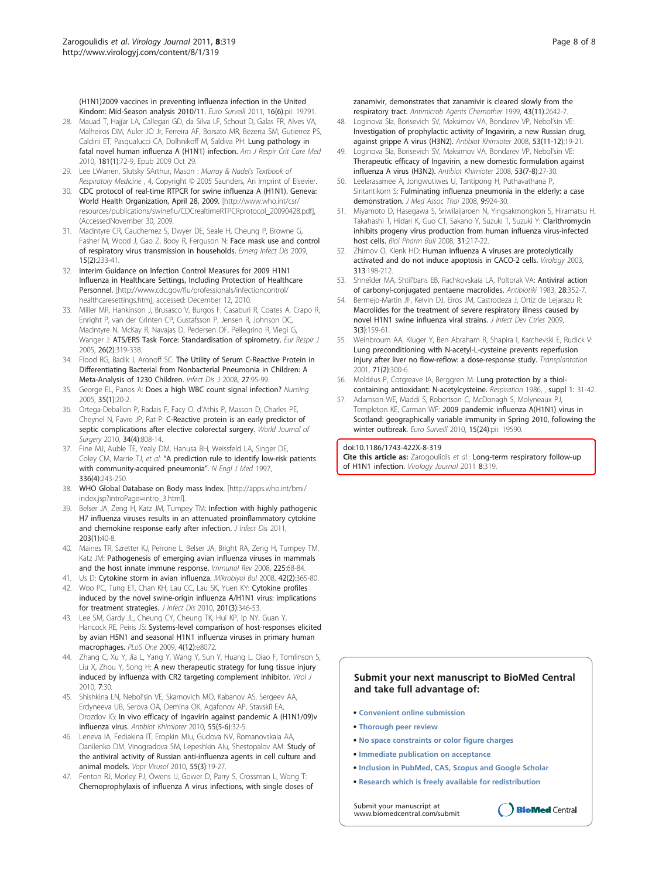(H1N1)2009 vaccines in preventing influenza infection in the United Kindom: Mid-Season analysis 2010/11. *Euro Surveill* 2011, 16(6):pii: 19791.

28. Mauad T, Hajjar LA, Callegari GD, da Silva LF, Schout D, Galas FR, Alves VA, Malheiros DM, Auler JO Jr, Ferreira AF, Borsato MR, Bezerra SM, Gutierrez PS, Caldini ET, Pasqualucci CA, Dolhnikoff M, Saldiva PH: **Lung pathology in fatal novel human influenza A (H1N1) infection.** *Am J Respir Crit Care Med* 2010, 181(1):72-9, Epub 2009 Oct 29.
29. Lee LWarren, Slutsky SArthur, Mason : *Murray & Nadel's Textbook of Respiratory Medicine* , 4, Copyright © 2005 Saunders, An Imprint of Elsevier.
30. **CDC protocol of real-time RTPCR for swine influenza A (H1N1).** Geneva: World Health Organization, April 28, 2009. [http://www.who.int/csr/resources/publications/swineflu/CDCrealtimeRTPCRprotocol_20090428.pdf], (AccessedNovember 30, 2009.
31. MacIntyre CR, Cauchemez S, Dwyer DE, Seale H, Cheung P, Browne G, Fasher M, Wood J, Gao Z, Booy R, Ferguson N: **Face mask use and control of respiratory virus transmission in households.** *Emerg Infect Dis* 2009, 15(2):233-41.
32. **Interim Guidance on Infection Control Measures for 2009 H1N1 Influenza in Healthcare Settings, Including Protection of Healthcare Personnel.** [http://www.cdc.gov/flu/professionals/infectioncontrol/healthcaresettings.htm], accessed: December 12, 2010.
33. Miller MR, Hankinson J, Brusasco V, Burgos F, Casaburi R, Coates A, Crapo R, Enright P, van der Grinten CP, Gustafsson P, Jensen R, Johnson DC, MacIntyre N, McKay R, Navajas D, Pedersen OF, Pellegrino R, Viegi G, Wanger J: **ATS/ERS Task Force: Standardisation of spirometry.** *Eur Respir J* 2005, 26(2):319-338.
34. Flood RG, Badik J, Aronoff SC: **The Utility of Serum C-Reactive Protein in Differentiating Bacterial from Nonbacterial Pneumonia in Children: A Meta-Analysis of 1230 Children.** *Infect Dis J* 2008, 27:95-99.
35. George EL, Panos A: **Does a high WBC count signal infection?** *Nursiing* 2005, 35(1):20-2.
36. Ortega-Deballon P, Radais F, Facy O, d'Athis P, Masson D, Charles PE, Cheynel N, Favre JP, Rat P: **C-Reactive protein is an early predictor of septic complications after elective colorectal surgery.** *World Journal of Surgery* 2010, 34(4):808-14.
37. Fine MJ, Auble TE, Yealy DM, Hanusa BH, Weissfeld LA, Singer DE, Coley CM, Marrie TJ, *et al*: **"A prediction rule to identify low-risk patients with community-acquired pneumonia".** *N Engl J Med* 1997, 336(4):243-250.
38. **WHO Global Database on Body mass Index.** [http://apps.who.int/bmi/index.jsp?introPage=intro_3.html].
39. Belser JA, Zeng H, Katz JM, Tumpey TM: **Infection with highly pathogenic H7 influenza viruses results in an attenuated proinflammatory cytokine and chemokine response early after infection.** *J Infect Dis* 2011, 203(1):40-8.
40. Maines TR, Szretter KJ, Perrone L, Belser JA, Bright RA, Zeng H, Tumpey TM, Katz JM: **Pathogenesis of emerging avian influenza viruses in mammals and the host innate immune response.** *Immunol Rev* 2008, 225:68-84.
41. Us D: **Cytokine storm in avian influenza.** *Mikrobiyol Bul* 2008, 42(2):365-80.
42. Woo PC, Tung ET, Chan KH, Lau CC, Lau SK, Yuen KY: **Cytokine profiles induced by the novel swine-origin influenza A/H1N1 virus: implications for treatment strategies.** *J Infect Dis* 2010, 201(3):346-53.
43. Lee SM, Gardy JL, Cheung CY, Cheung TK, Hui KP, Ip NY, Guan Y, Hancock RE, Peiris JS: **Systems-level comparison of host-responses elicited by avian H5N1 and seasonal H1N1 influenza viruses in primary human macrophages.** *PLoS One* 2009, 4(12):e8072.
44. Zhang C, Xu Y, Jia L, Yang Y, Wang Y, Sun Y, Huang L, Qiao F, Tomlinson S, Liu X, Zhou Y, Song H: **A new therapeutic strategy for lung tissue injury induced by influenza with CR2 targeting complement inhibitor.** *Virol J* 2010, 7:30.
45. Shishkina LN, Nebol'sin VE, Skarnovich MO, Kabanov AS, Sergeev AA, Erdyneeva UB, Serova OA, Demina OK, Agafonov AP, Stavskiĭ EA, Drozdov IG: **In vivo efficacy of Ingavirin against pandemic A (H1N1/09)v influenza virus.** *Antibiot Khimioter* 2010, 55(5-6):32-5.
46. Leneva IA, Fediakina IT, Eropkin MIu, Gudova NV, Romanovskaia AA, Danilenko DM, Vinogradova SM, Lepeshkin AIu, Shestopalov AM: **Study of the antiviral activity of Russian anti-influenza agents in cell culture and animal models.** *Vopr Virusol* 2010, 55(3):19-27.
47. Fenton RJ, Morley PJ, Owens IJ, Gower D, Parry S, Crossman L, Wong T: **Chemoprophylaxis of influenza A virus infections, with single doses of zanamivir, demonstrates that zanamivir is cleared slowly from the respiratory tract.** *Antimicrob Agents Chemother* 1999, 43(11):2642-7.
48. Loginova SIa, Borisevich SV, Maksimov VA, Bondarev VP, Nebol'sin VE: **Investigation of prophylactic activity of Ingavirin, a new Russian drug, against grippe A virus (H3N2).** *Antibiot Khimioter* 2008, 53(11-12):19-21.
49. Loginova SIa, Borisevich SV, Maksimov VA, Bondarev VP, Nebol'sin VE: **Therapeutic efficacy of Ingavirin, a new domestic formulation against influenza A virus (H3N2).** *Antibiot Khimioter* 2008, 53(7-8):27-30.
50. Leelarasamee A, Jongwutiwes U, Tantipong H, Puthavathana P, Siritantikorn S: **Fulminating influenza pneumonia in the elderly: a case demonstration.** *J Med Assoc Thai* 2008, 9:924-30.
51. Miyamoto D, Hasegawa S, Sriwilaijaroen N, Yingsakmongkon S, Hiramatsu H, Takahashi T, Hidari K, Guo CT, Sakano Y, Suzuki T, Suzuki Y: **Clarithromycin inhibits progeny virus production from human influenza virus-infected host cells.** *Biol Pharm Bull* 2008, 31:217-22.
52. Zhirnov O, Klenk HD: **Human influenza A viruses are proteolytically activated and do not induce apoptosis in CACO-2 cells.** *Virology* 2003, 313:198-212.
53. Shneĭder MA, Shtil'bans EB, Rachkovskaia LA, Poltorak VA: **Antiviral action of carbonyl-conjugated pentaene macrolides.** *Antibiotiki* 1983, 28:352-7.
54. Bermejo-Martin JF, Kelvin DJ, Eiros JM, Castrodeza J, Ortiz de Lejarazu R: **Macrolides for the treatment of severe respiratory illness caused by novel H1N1 swine influenza viral strains.** *J Infect Dev Ctries* 2009, 3(3):159-61.
55. Weinbroum AA, Kluger Y, Ben Abraham R, Shapira I, Karchevski E, Rudick V: **Lung preconditioning with N-acetyl-L-cysteine prevents reperfusion injury after liver no flow-reflow: a dose-response study.** *Transplantation* 2001, 71(2):300-6.
56. Moldéus P, Cotgreave IA, Berggren M: **Lung protection by a thiol-containing antioxidant: N-acetylcysteine.** *Respiration* 1986, , suppl 1: 31-42.
57. Adamson WE, Maddi S, Robertson C, McDonagh S, Molyneaux PJ, Templeton KE, Carman WF: **2009 pandemic influenza A(H1N1) virus in Scotland: geographically variable immunity in Spring 2010, following the winter outbreak.** *Euro Surveill* 2010, 15(24):pii: 19590.

doi:10.1186/1743-422X-8-319
**Cite this article as:** Zarogoulidis *et al.*: Long-term respiratory follow-up of H1N1 infection. *Virology Journal* 2011 8:319.

**Submit your next manuscript to BioMed Central and take full advantage of:**

- Convenient online submission
- Thorough peer review
- No space constraints or color figure charges
- Immediate publication on acceptance
- Inclusion in PubMed, CAS, Scopus and Google Scholar
- Research which is freely available for redistribution

Submit your manuscript at www.biomedcentral.com/submit

BioMed Central